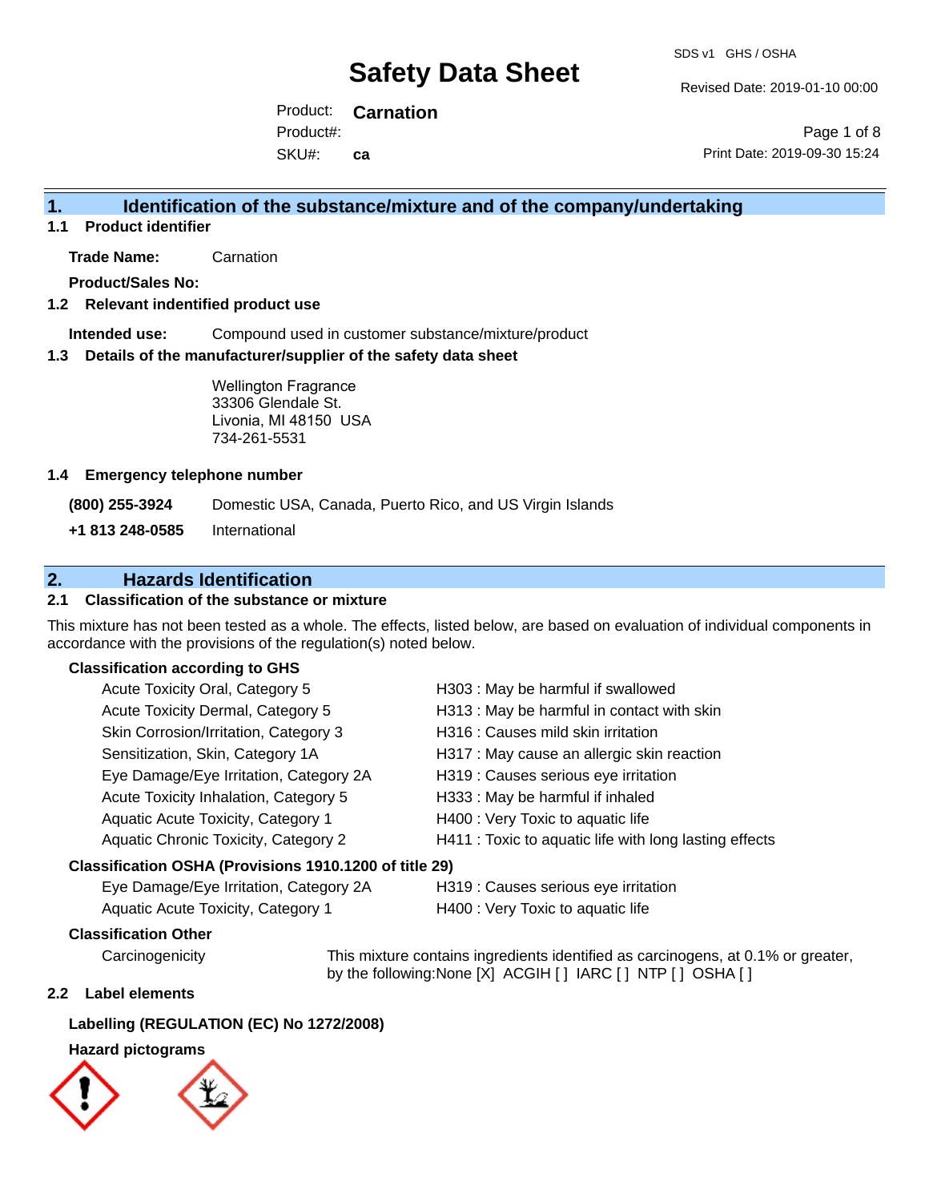# Safety Data Sheet

SDS v1 GHS / OSHA

Revised Date: 2019-01-10 00:00

Product: **Carnation**
Product#:
SKU#: **ca**

Print Date: 2019-09-30 15:24

## 1. Identification of the substance/mixture and of the company/undertaking

### 1.1 Product identifier

**Trade Name:** Carnation

**Product/Sales No:**

### 1.2 Relevant indentified product use

**Intended use:** Compound used in customer substance/mixture/product

### 1.3 Details of the manufacturer/supplier of the safety data sheet

Wellington Fragrance
33306 Glendale St.
Livonia, MI 48150 USA
734-261-5531

### 1.4 Emergency telephone number

**(800) 255-3924** Domestic USA, Canada, Puerto Rico, and US Virgin Islands

**+1 813 248-0585** International

## 2. Hazards Identification

### 2.1 Classification of the substance or mixture

This mixture has not been tested as a whole. The effects, listed below, are based on evaluation of individual components in accordance with the provisions of the regulation(s) noted below.

**Classification according to GHS**

| | |
|---|---|
| Acute Toxicity Oral, Category 5 | H303 : May be harmful if swallowed |
| Acute Toxicity Dermal, Category 5 | H313 : May be harmful in contact with skin |
| Skin Corrosion/Irritation, Category 3 | H316 : Causes mild skin irritation |
| Sensitization, Skin, Category 1A | H317 : May cause an allergic skin reaction |
| Eye Damage/Eye Irritation, Category 2A | H319 : Causes serious eye irritation |
| Acute Toxicity Inhalation, Category 5 | H333 : May be harmful if inhaled |
| Aquatic Acute Toxicity, Category 1 | H400 : Very Toxic to aquatic life |
| Aquatic Chronic Toxicity, Category 2 | H411 : Toxic to aquatic life with long lasting effects |

**Classification OSHA (Provisions 1910.1200 of title 29)**

| | |
|---|---|
| Eye Damage/Eye Irritation, Category 2A | H319 : Causes serious eye irritation |
| Aquatic Acute Toxicity, Category 1 | H400 : Very Toxic to aquatic life |

**Classification Other**

Carcinogenicity: This mixture contains ingredients identified as carcinogens, at 0.1% or greater, by the following:None [X] ACGIH [ ] IARC [ ] NTP [ ] OSHA [ ]

### 2.2 Label elements

**Labelling (REGULATION (EC) No 1272/2008)**

**Hazard pictograms**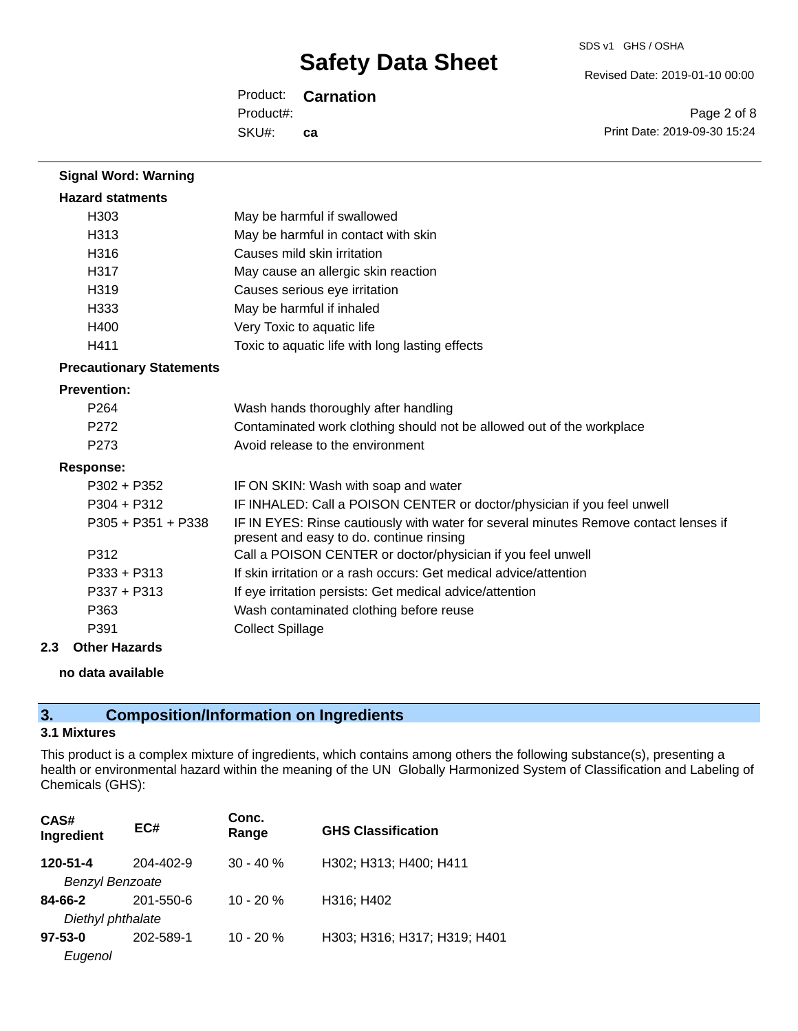**Signal Word: Warning**

**Hazard statments**

| | |
|---|---|
| H303 | May be harmful if swallowed |
| H313 | May be harmful in contact with skin |
| H316 | Causes mild skin irritation |
| H317 | May cause an allergic skin reaction |
| H319 | Causes serious eye irritation |
| H333 | May be harmful if inhaled |
| H400 | Very Toxic to aquatic life |
| H411 | Toxic to aquatic life with long lasting effects |

**Precautionary Statements**

**Prevention:**

| | |
|---|---|
| P264 | Wash hands thoroughly after handling |
| P272 | Contaminated work clothing should not be allowed out of the workplace |
| P273 | Avoid release to the environment |

**Response:**

| | |
|---|---|
| P302 + P352 | IF ON SKIN: Wash with soap and water |
| P304 + P312 | IF INHALED: Call a POISON CENTER or doctor/physician if you feel unwell |
| P305 + P351 + P338 | IF IN EYES: Rinse cautiously with water for several minutes Remove contact lenses if present and easy to do. continue rinsing |
| P312 | Call a POISON CENTER or doctor/physician if you feel unwell |
| P333 + P313 | If skin irritation or a rash occurs: Get medical advice/attention |
| P337 + P313 | If eye irritation persists: Get medical advice/attention |
| P363 | Wash contaminated clothing before reuse |
| P391 | Collect Spillage |

### 2.3 Other Hazards

**no data available**

## 3. Composition/Information on Ingredients

### 3.1 Mixtures

This product is a complex mixture of ingredients, which contains among others the following substance(s), presenting a health or environmental hazard within the meaning of the UN Globally Harmonized System of Classification and Labeling of Chemicals (GHS):

| CAS# Ingredient | EC# | Conc. Range | GHS Classification |
|---|---|---|---|
| **120-51-4** *Benzyl Benzoate* | 204-402-9 | 30 - 40 % | H302; H313; H400; H411 |
| **84-66-2** *Diethyl phthalate* | 201-550-6 | 10 - 20 % | H316; H402 |
| **97-53-0** *Eugenol* | 202-589-1 | 10 - 20 % | H303; H316; H317; H319; H401 |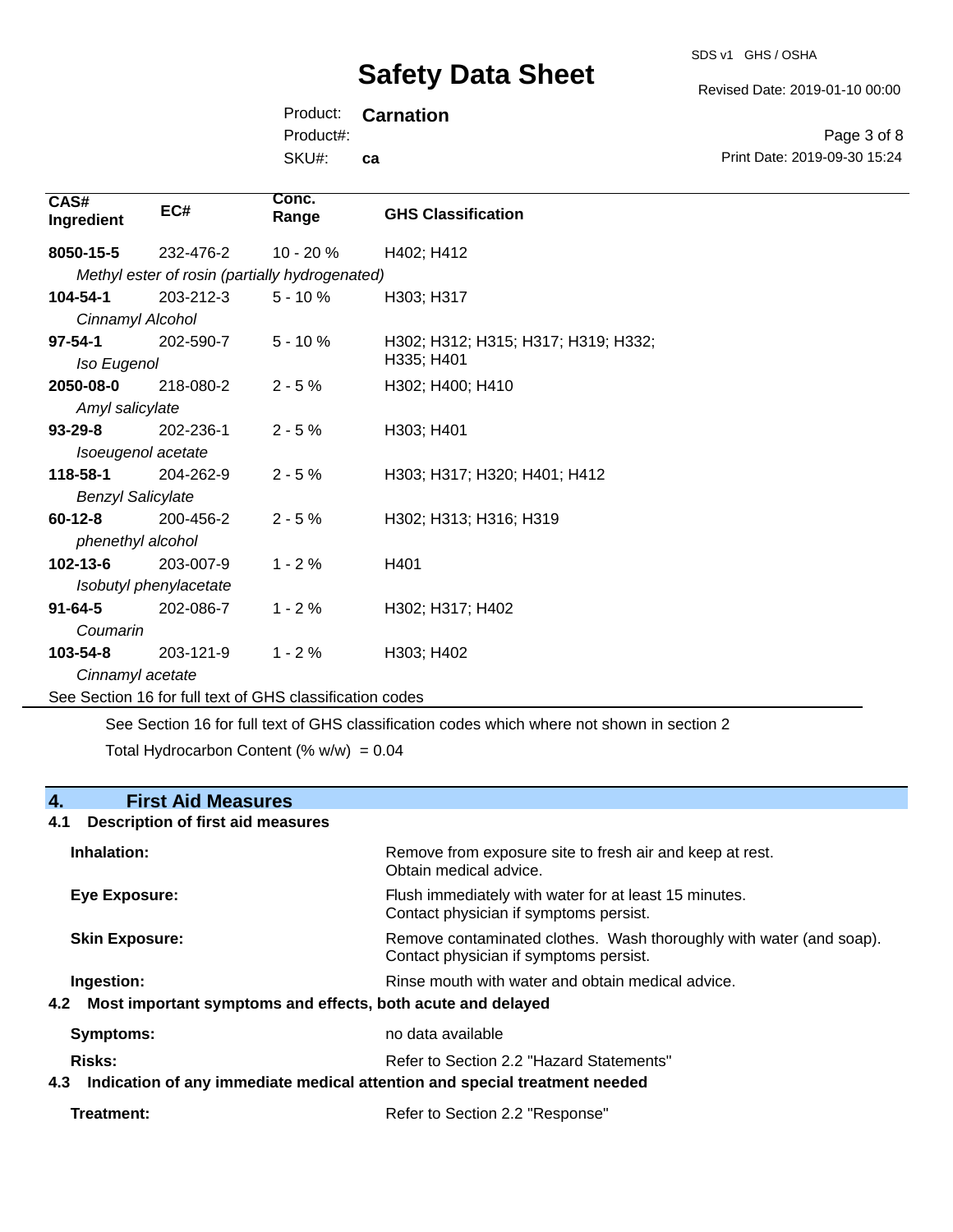| CAS# Ingredient | EC# | Conc. Range | GHS Classification |
|---|---|---|---|
| **8050-15-5** | 232-476-2 | 10 - 20 % | H402; H412 |
| *Methyl ester of rosin (partially hydrogenated)* | | | |
| **104-54-1** | 203-212-3 | 5 - 10 % | H303; H317 |
| *Cinnamyl Alcohol* | | | |
| **97-54-1** | 202-590-7 | 5 - 10 % | H302; H312; H315; H317; H319; H332; H335; H401 |
| *Iso Eugenol* | | | |
| **2050-08-0** | 218-080-2 | 2 - 5 % | H302; H400; H410 |
| *Amyl salicylate* | | | |
| **93-29-8** | 202-236-1 | 2 - 5 % | H303; H401 |
| *Isoeugenol acetate* | | | |
| **118-58-1** | 204-262-9 | 2 - 5 % | H303; H317; H320; H401; H412 |
| *Benzyl Salicylate* | | | |
| **60-12-8** | 200-456-2 | 2 - 5 % | H302; H313; H316; H319 |
| *phenethyl alcohol* | | | |
| **102-13-6** | 203-007-9 | 1 - 2 % | H401 |
| *Isobutyl phenylacetate* | | | |
| **91-64-5** | 202-086-7 | 1 - 2 % | H302; H317; H402 |
| *Coumarin* | | | |
| **103-54-8** | 203-121-9 | 1 - 2 % | H303; H402 |
| *Cinnamyl acetate* | | | |

See Section 16 for full text of GHS classification codes

See Section 16 for full text of GHS classification codes which where not shown in section 2

Total Hydrocarbon Content (% w/w) = 0.04

## 4. First Aid Measures

### 4.1 Description of first aid measures

**Inhalation:** Remove from exposure site to fresh air and keep at rest. Obtain medical advice.

**Eye Exposure:** Flush immediately with water for at least 15 minutes. Contact physician if symptoms persist.

**Skin Exposure:** Remove contaminated clothes. Wash thoroughly with water (and soap). Contact physician if symptoms persist.

**Ingestion:** Rinse mouth with water and obtain medical advice.

### 4.2 Most important symptoms and effects, both acute and delayed

**Symptoms:** no data available

**Risks:** Refer to Section 2.2 "Hazard Statements"

### 4.3 Indication of any immediate medical attention and special treatment needed

**Treatment:** Refer to Section 2.2 "Response"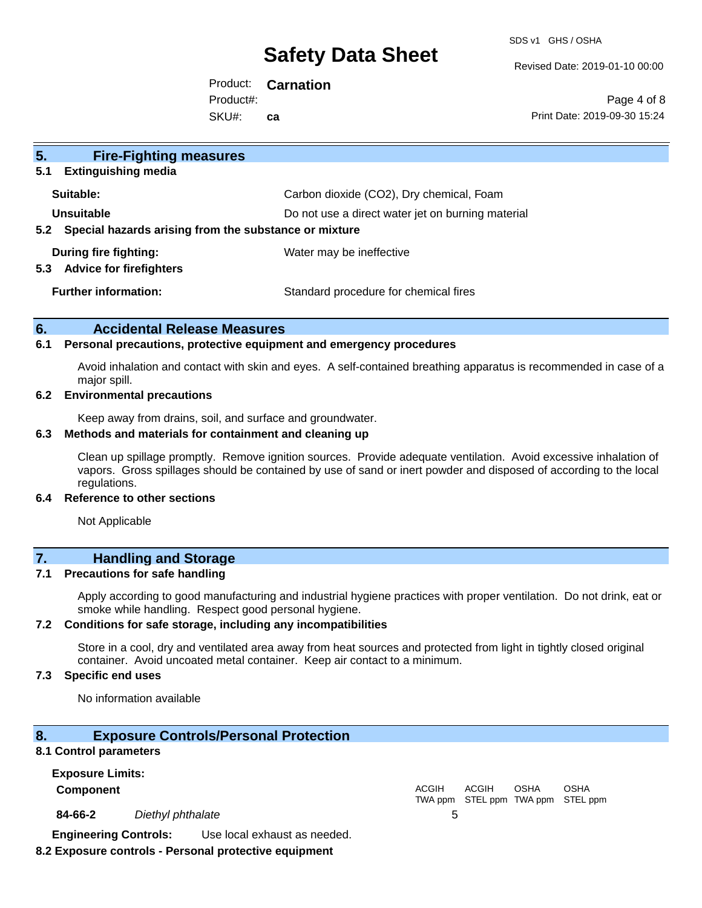## 5. Fire-Fighting measures

### 5.1 Extinguishing media

| | |
|---|---|
| **Suitable:** | Carbon dioxide ($CO_2$), Dry chemical, Foam |
| **Unsuitable** | Do not use a direct water jet on burning material |

### 5.2 Special hazards arising from the substance or mixture

| | |
|---|---|
| **During fire fighting:** | Water may be ineffective |

### 5.3 Advice for firefighters

| | |
|---|---|
| **Further information:** | Standard procedure for chemical fires |

## 6. Accidental Release Measures

### 6.1 Personal precautions, protective equipment and emergency procedures

Avoid inhalation and contact with skin and eyes. A self-contained breathing apparatus is recommended in case of a major spill.

### 6.2 Environmental precautions

Keep away from drains, soil, and surface and groundwater.

### 6.3 Methods and materials for containment and cleaning up

Clean up spillage promptly. Remove ignition sources. Provide adequate ventilation. Avoid excessive inhalation of vapors. Gross spillages should be contained by use of sand or inert powder and disposed of according to the local regulations.

### 6.4 Reference to other sections

Not Applicable

## 7. Handling and Storage

### 7.1 Precautions for safe handling

Apply according to good manufacturing and industrial hygiene practices with proper ventilation. Do not drink, eat or smoke while handling. Respect good personal hygiene.

### 7.2 Conditions for safe storage, including any incompatibilities

Store in a cool, dry and ventilated area away from heat sources and protected from light in tightly closed original container. Avoid uncoated metal container. Keep air contact to a minimum.

### 7.3 Specific end uses

No information available

## 8. Exposure Controls/Personal Protection

### 8.1 Control parameters

**Exposure Limits:**

| **Component** | | ACGIH TWA ppm | ACGIH STEL ppm | OSHA TWA ppm | OSHA STEL ppm |
|---|---|---|---|---|---|
| **84-66-2** | *Diethyl phthalate* | 5 | | | |

**Engineering Controls:** Use local exhaust as needed.

### 8.2 Exposure controls - Personal protective equipment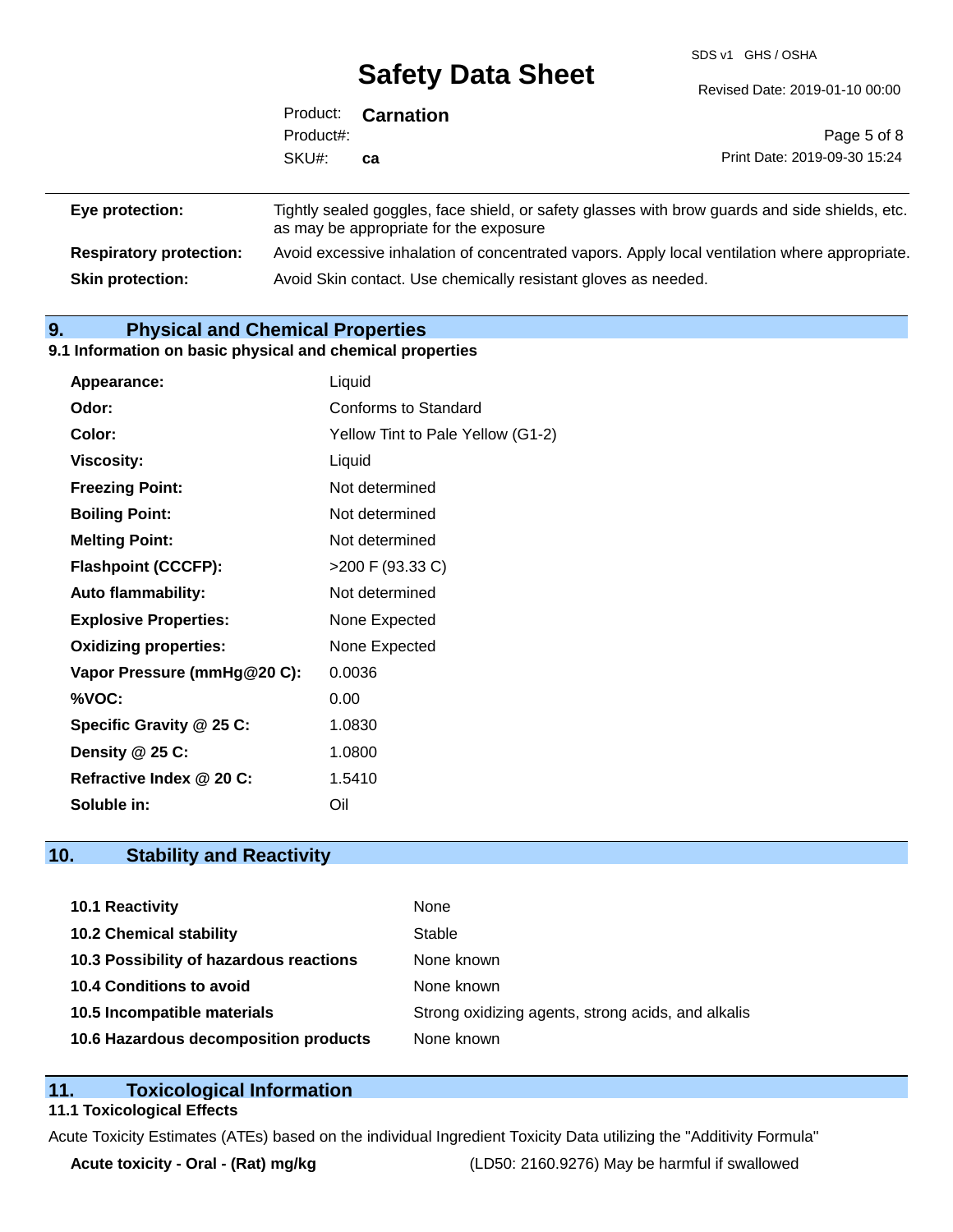| | |
|---|---|
| **Eye protection:** | Tightly sealed goggles, face shield, or safety glasses with brow guards and side shields, etc. as may be appropriate for the exposure |
| **Respiratory protection:** | Avoid excessive inhalation of concentrated vapors. Apply local ventilation where appropriate. |
| **Skin protection:** | Avoid Skin contact. Use chemically resistant gloves as needed. |

## 9. Physical and Chemical Properties

### 9.1 Information on basic physical and chemical properties

| | |
|---|---|
| **Appearance:** | Liquid |
| **Odor:** | Conforms to Standard |
| **Color:** | Yellow Tint to Pale Yellow (G1-2) |
| **Viscosity:** | Liquid |
| **Freezing Point:** | Not determined |
| **Boiling Point:** | Not determined |
| **Melting Point:** | Not determined |
| **Flashpoint (CCCFP):** | >200 F (93.33 C) |
| **Auto flammability:** | Not determined |
| **Explosive Properties:** | None Expected |
| **Oxidizing properties:** | None Expected |
| **Vapor Pressure (mmHg@20 C):** | 0.0036 |
| **%VOC:** | 0.00 |
| **Specific Gravity @ 25 C:** | 1.0830 |
| **Density @ 25 C:** | 1.0800 |
| **Refractive Index @ 20 C:** | 1.5410 |
| **Soluble in:** | Oil |

## 10. Stability and Reactivity

| | |
|---|---|
| **10.1 Reactivity** | None |
| **10.2 Chemical stability** | Stable |
| **10.3 Possibility of hazardous reactions** | None known |
| **10.4 Conditions to avoid** | None known |
| **10.5 Incompatible materials** | Strong oxidizing agents, strong acids, and alkalis |
| **10.6 Hazardous decomposition products** | None known |

## 11. Toxicological Information

### 11.1 Toxicological Effects

Acute Toxicity Estimates (ATEs) based on the individual Ingredient Toxicity Data utilizing the "Additivity Formula"

| | |
|---|---|
| **Acute toxicity - Oral - (Rat) mg/kg** | (LD50: 2160.9276) May be harmful if swallowed |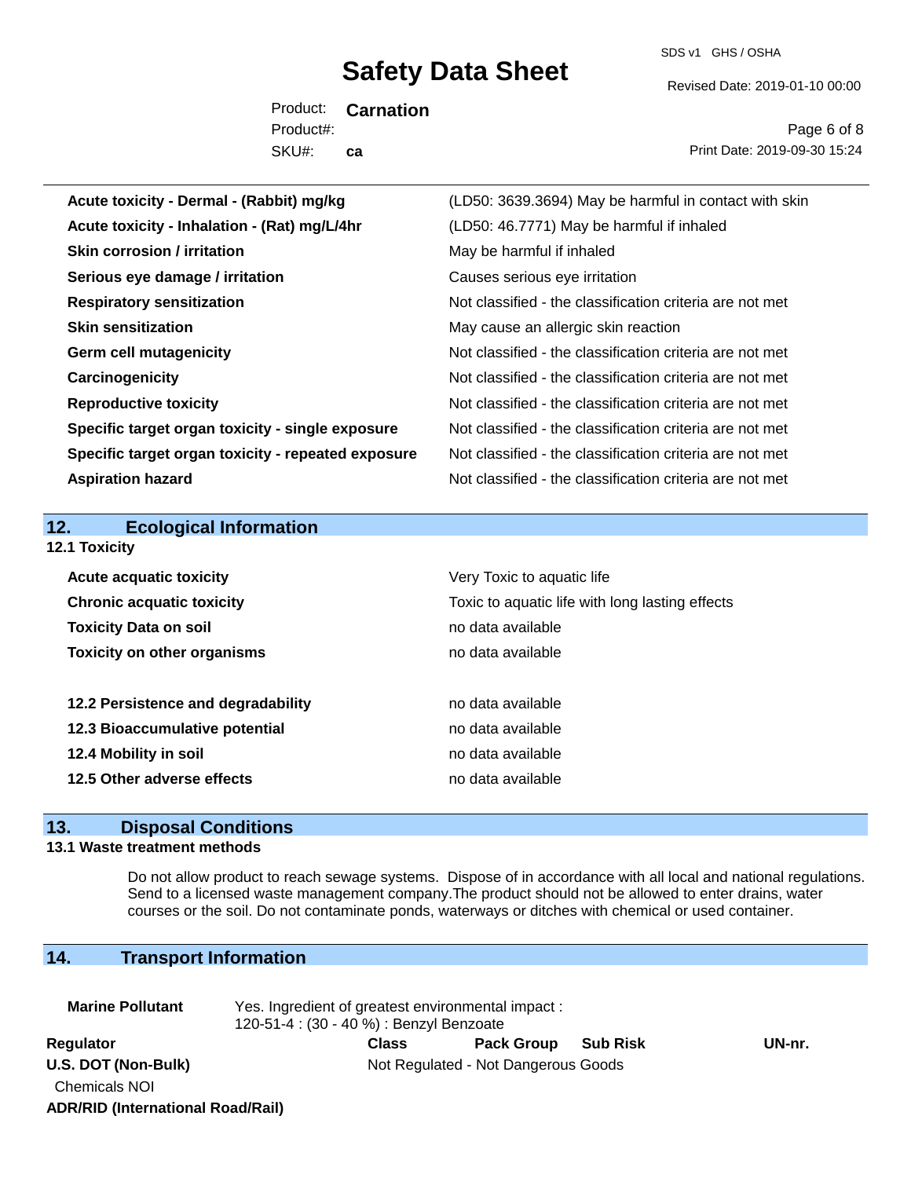| | |
|---|---|
| **Acute toxicity - Dermal - (Rabbit) mg/kg** | (LD50: 3639.3694) May be harmful in contact with skin |
| **Acute toxicity - Inhalation - (Rat) mg/L/4hr** | (LD50: 46.7771) May be harmful if inhaled |
| **Skin corrosion / irritation** | May be harmful if inhaled |
| **Serious eye damage / irritation** | Causes serious eye irritation |
| **Respiratory sensitization** | Not classified - the classification criteria are not met |
| **Skin sensitization** | May cause an allergic skin reaction |
| **Germ cell mutagenicity** | Not classified - the classification criteria are not met |
| **Carcinogenicity** | Not classified - the classification criteria are not met |
| **Reproductive toxicity** | Not classified - the classification criteria are not met |
| **Specific target organ toxicity - single exposure** | Not classified - the classification criteria are not met |
| **Specific target organ toxicity - repeated exposure** | Not classified - the classification criteria are not met |
| **Aspiration hazard** | Not classified - the classification criteria are not met |

## 12. Ecological Information

### 12.1 Toxicity

| | |
|---|---|
| **Acute acquatic toxicity** | Very Toxic to aquatic life |
| **Chronic acquatic toxicity** | Toxic to aquatic life with long lasting effects |
| **Toxicity Data on soil** | no data available |
| **Toxicity on other organisms** | no data available |

| | |
|---|---|
| **12.2 Persistence and degradability** | no data available |
| **12.3 Bioaccumulative potential** | no data available |
| **12.4 Mobility in soil** | no data available |
| **12.5 Other adverse effects** | no data available |

## 13. Disposal Conditions

### 13.1 Waste treatment methods

Do not allow product to reach sewage systems. Dispose of in accordance with all local and national regulations. Send to a licensed waste management company.The product should not be allowed to enter drains, water courses or the soil. Do not contaminate ponds, waterways or ditches with chemical or used container.

## 14. Transport Information

**Marine Pollutant** Yes. Ingredient of greatest environmental impact :
120-51-4 : (30 - 40 %) : Benzyl Benzoate

| Regulator | Class | Pack Group | Sub Risk | UN-nr. |
|---|---|---|---|---|
| **U.S. DOT (Non-Bulk)** | Not Regulated - Not Dangerous Goods | | | |
| Chemicals NOI | | | | |
| **ADR/RID (International Road/Rail)** | | | | |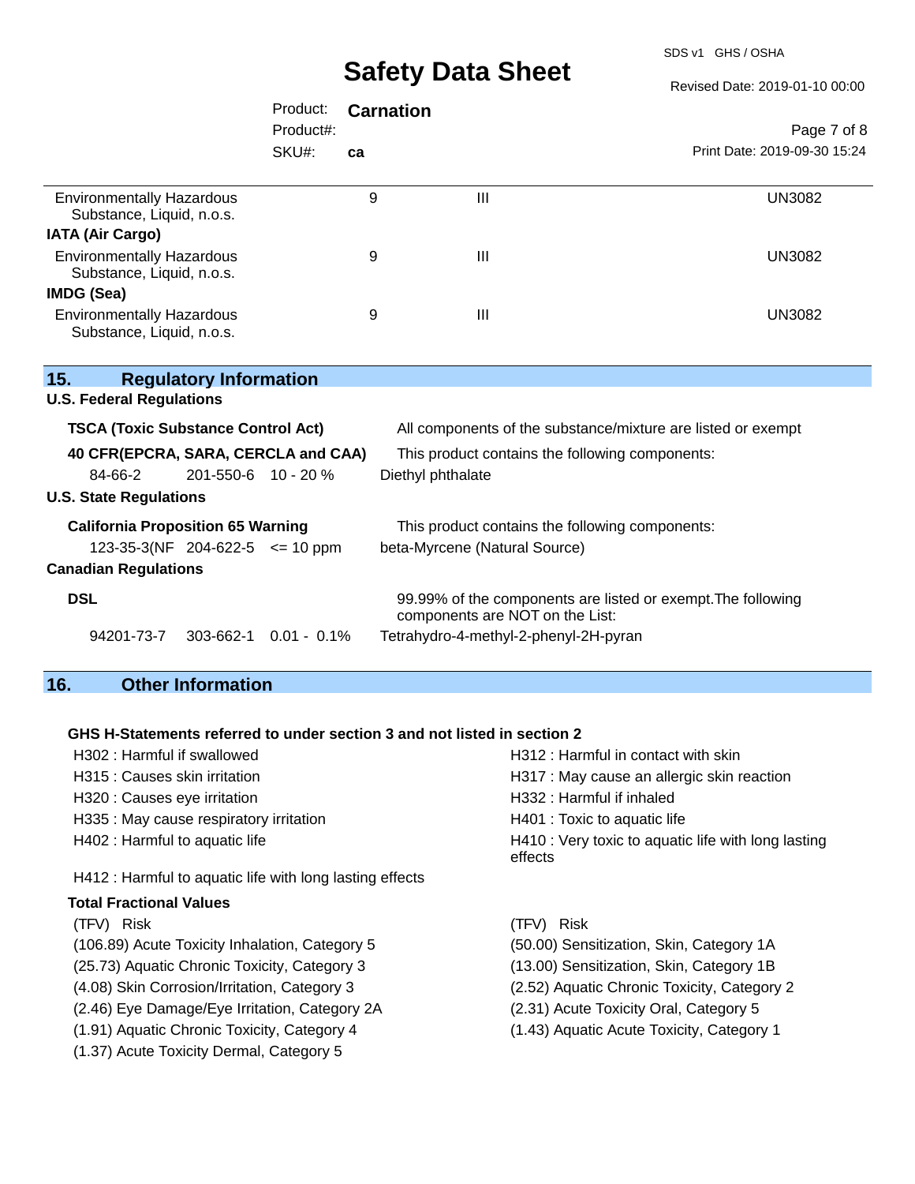| | | | |
|---|---|---|---|
| Environmentally Hazardous Substance, Liquid, n.o.s. | 9 | III | UN3082 |
| **IATA (Air Cargo)** | | | |
| Environmentally Hazardous Substance, Liquid, n.o.s. | 9 | III | UN3082 |
| **IMDG (Sea)** | | | |
| Environmentally Hazardous Substance, Liquid, n.o.s. | 9 | III | UN3082 |

## 15. Regulatory Information

### U.S. Federal Regulations

**TSCA (Toxic Substance Control Act)** — All components of the substance/mixture are listed or exempt

**40 CFR(EPCRA, SARA, CERCLA and CAA)** — This product contains the following components:

| | | | |
|---|---|---|---|
| 84-66-2 | 201-550-6 | 10 - 20 % | Diethyl phthalate |

### U.S. State Regulations

**California Proposition 65 Warning** — This product contains the following components:

| | | | |
|---|---|---|---|
| 123-35-3(NF | 204-622-5 | <= 10 ppm | beta-Myrcene (Natural Source) |

### Canadian Regulations

**DSL** — 99.99% of the components are listed or exempt.The following components are NOT on the List:

| | | | |
|---|---|---|---|
| 94201-73-7 | 303-662-1 | 0.01 - 0.1% | Tetrahydro-4-methyl-2-phenyl-2H-pyran |

## 16. Other Information

**GHS H-Statements referred to under section 3 and not listed in section 2**

H302 : Harmful if swallowed
H312 : Harmful in contact with skin
H315 : Causes skin irritation
H317 : May cause an allergic skin reaction
H320 : Causes eye irritation
H332 : Harmful if inhaled
H335 : May cause respiratory irritation
H401 : Toxic to aquatic life
H402 : Harmful to aquatic life
H410 : Very toxic to aquatic life with long lasting effects
H412 : Harmful to aquatic life with long lasting effects

**Total Fractional Values**

| (TFV) Risk | (TFV) Risk |
|---|---|
| (106.89) Acute Toxicity Inhalation, Category 5 | (50.00) Sensitization, Skin, Category 1A |
| (25.73) Aquatic Chronic Toxicity, Category 3 | (13.00) Sensitization, Skin, Category 1B |
| (4.08) Skin Corrosion/Irritation, Category 3 | (2.52) Aquatic Chronic Toxicity, Category 2 |
| (2.46) Eye Damage/Eye Irritation, Category 2A | (2.31) Acute Toxicity Oral, Category 5 |
| (1.91) Aquatic Chronic Toxicity, Category 4 | (1.43) Aquatic Acute Toxicity, Category 1 |
| (1.37) Acute Toxicity Dermal, Category 5 | |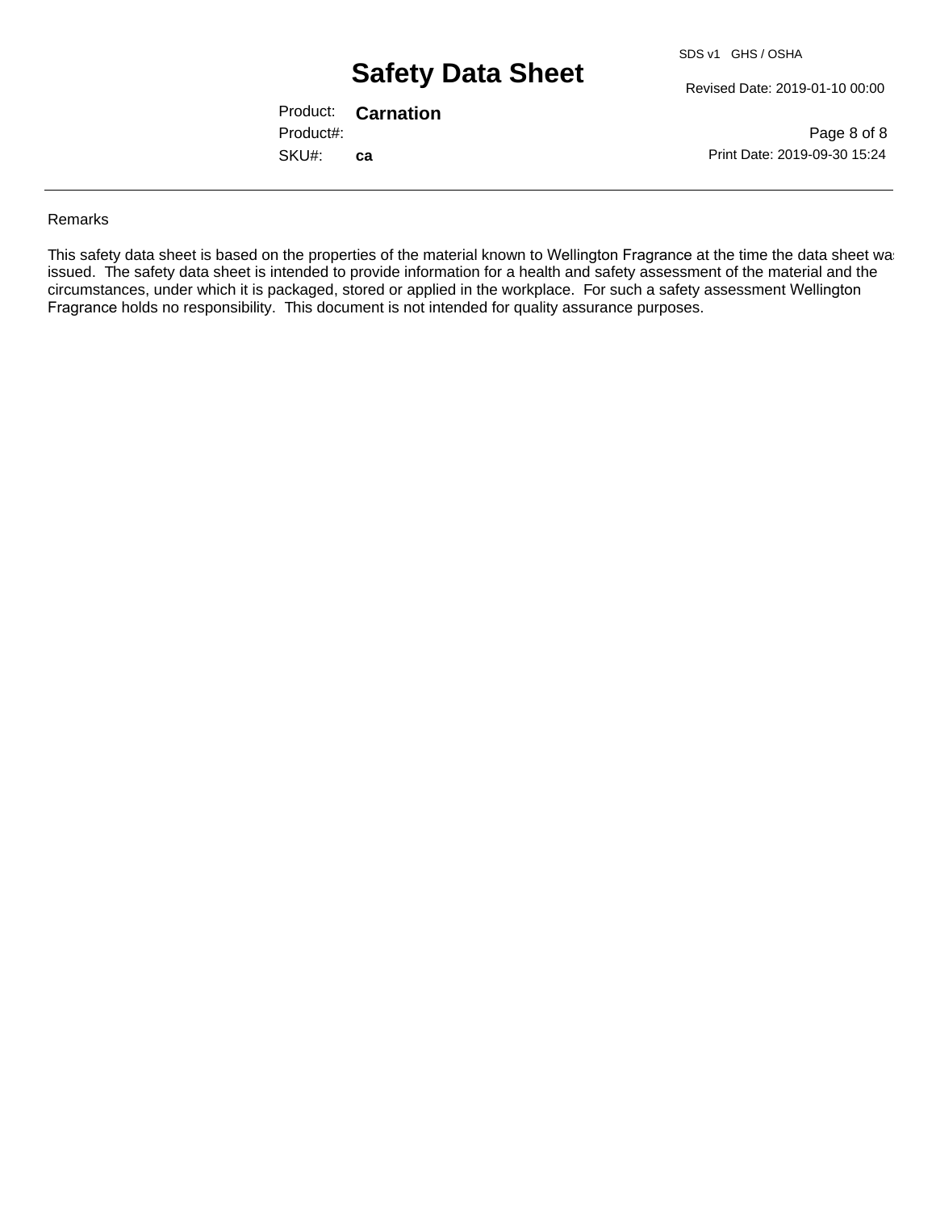Remarks

This safety data sheet is based on the properties of the material known to Wellington Fragrance at the time the data sheet was issued. The safety data sheet is intended to provide information for a health and safety assessment of the material and the circumstances, under which it is packaged, stored or applied in the workplace. For such a safety assessment Wellington Fragrance holds no responsibility. This document is not intended for quality assurance purposes.